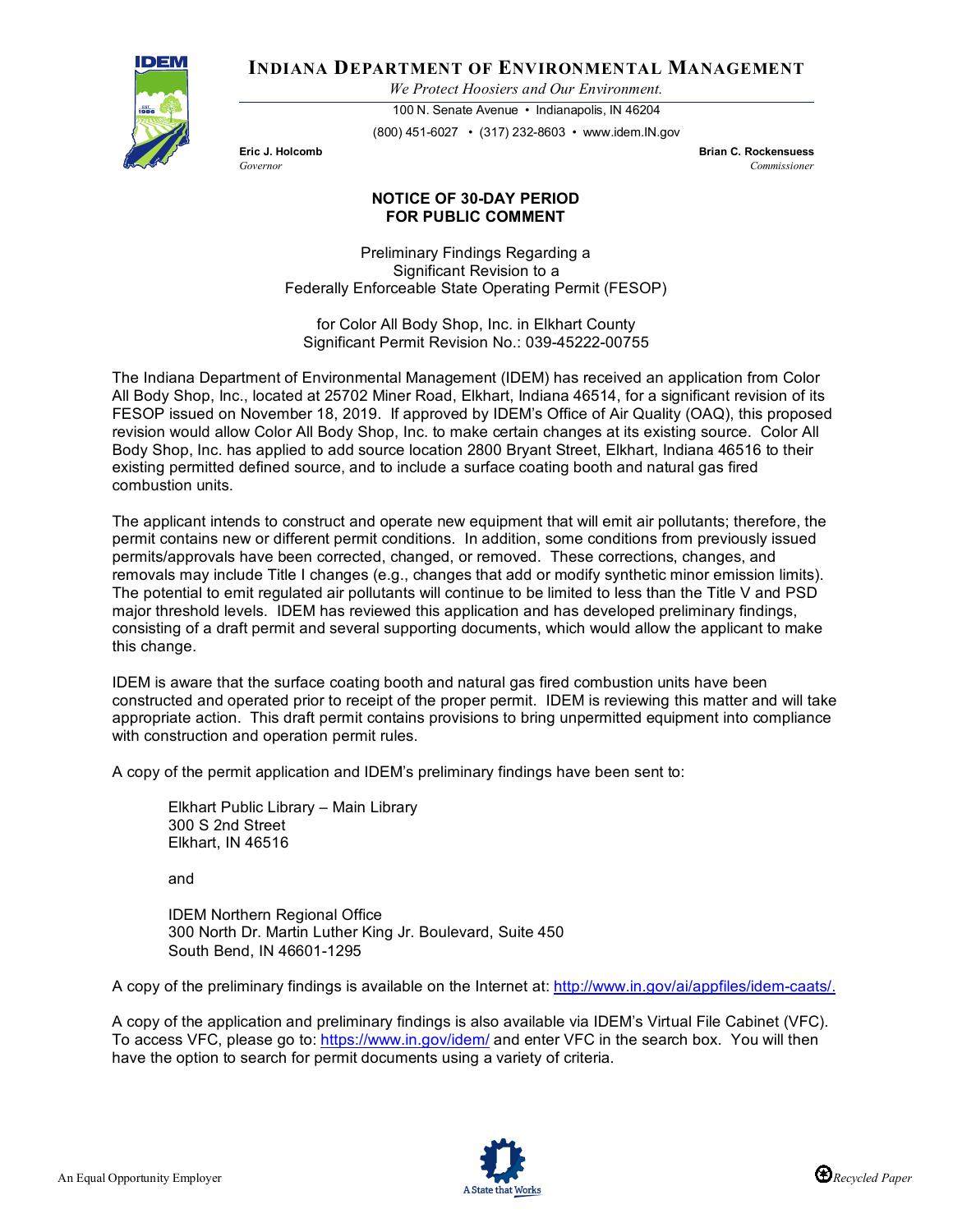# INDIANA DEPARTMENT OF ENVIRONMENTAL MANAGEMENT

*We Protect Hoosiers and Our Environment.*

100 N. Senate Avenue • Indianapolis, IN 46204

(800) 451-6027 • (317) 232-8603 • www.idem.IN.gov

**Eric J. Holcomb**
*Governor*

**Brian C. Rockensuess**
*Commissioner*

## NOTICE OF 30-DAY PERIOD FOR PUBLIC COMMENT

Preliminary Findings Regarding a
Significant Revision to a
Federally Enforceable State Operating Permit (FESOP)

for Color All Body Shop, Inc. in Elkhart County
Significant Permit Revision No.: 039-45222-00755

The Indiana Department of Environmental Management (IDEM) has received an application from Color All Body Shop, Inc., located at 25702 Miner Road, Elkhart, Indiana 46514, for a significant revision of its FESOP issued on November 18, 2019. If approved by IDEM's Office of Air Quality (OAQ), this proposed revision would allow Color All Body Shop, Inc. to make certain changes at its existing source. Color All Body Shop, Inc. has applied to add source location 2800 Bryant Street, Elkhart, Indiana 46516 to their existing permitted defined source, and to include a surface coating booth and natural gas fired combustion units.

The applicant intends to construct and operate new equipment that will emit air pollutants; therefore, the permit contains new or different permit conditions. In addition, some conditions from previously issued permits/approvals have been corrected, changed, or removed. These corrections, changes, and removals may include Title I changes (e.g., changes that add or modify synthetic minor emission limits). The potential to emit regulated air pollutants will continue to be limited to less than the Title V and PSD major threshold levels. IDEM has reviewed this application and has developed preliminary findings, consisting of a draft permit and several supporting documents, which would allow the applicant to make this change.

IDEM is aware that the surface coating booth and natural gas fired combustion units have been constructed and operated prior to receipt of the proper permit. IDEM is reviewing this matter and will take appropriate action. This draft permit contains provisions to bring unpermitted equipment into compliance with construction and operation permit rules.

A copy of the permit application and IDEM's preliminary findings have been sent to:

Elkhart Public Library – Main Library
300 S 2nd Street
Elkhart, IN 46516

and

IDEM Northern Regional Office
300 North Dr. Martin Luther King Jr. Boulevard, Suite 450
South Bend, IN 46601-1295

A copy of the preliminary findings is available on the Internet at: http://www.in.gov/ai/appfiles/idem-caats/.

A copy of the application and preliminary findings is also available via IDEM's Virtual File Cabinet (VFC). To access VFC, please go to: https://www.in.gov/idem/ and enter VFC in the search box. You will then have the option to search for permit documents using a variety of criteria.

An Equal Opportunity Employer

A State that Works

Recycled Paper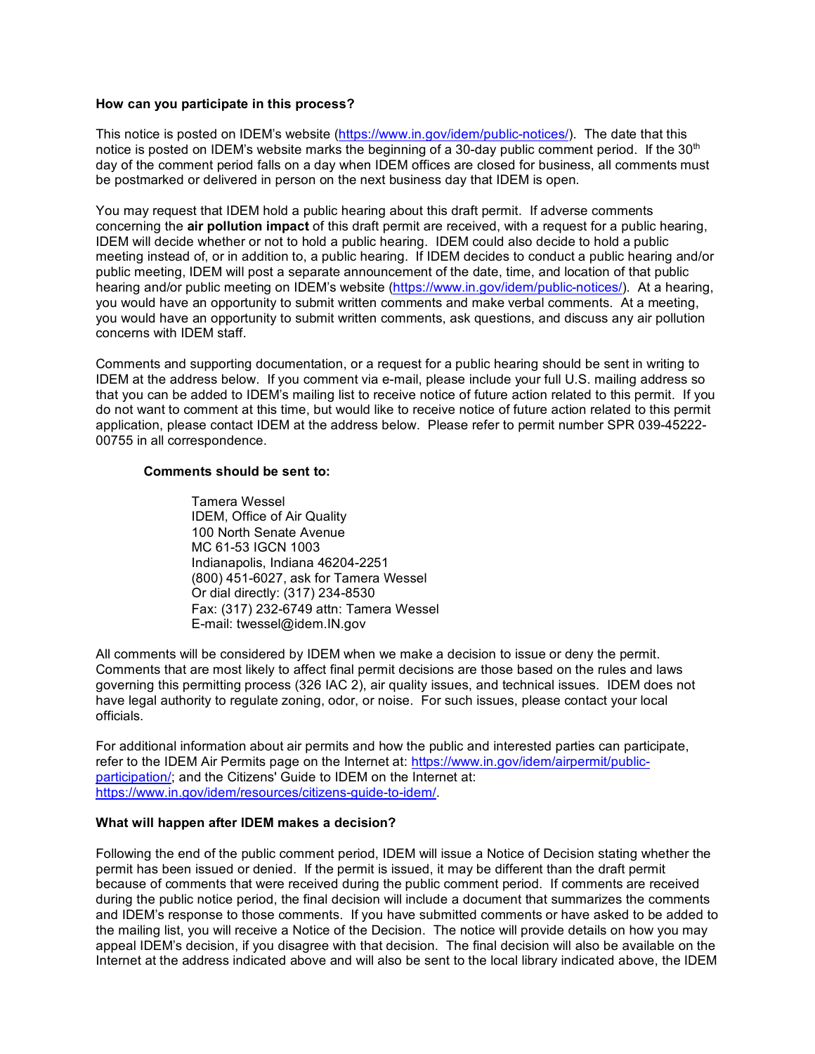**How can you participate in this process?**

This notice is posted on IDEM's website (https://www.in.gov/idem/public-notices/). The date that this notice is posted on IDEM's website marks the beginning of a 30-day public comment period. If the 30th day of the comment period falls on a day when IDEM offices are closed for business, all comments must be postmarked or delivered in person on the next business day that IDEM is open.

You may request that IDEM hold a public hearing about this draft permit. If adverse comments concerning the **air pollution impact** of this draft permit are received, with a request for a public hearing, IDEM will decide whether or not to hold a public hearing. IDEM could also decide to hold a public meeting instead of, or in addition to, a public hearing. If IDEM decides to conduct a public hearing and/or public meeting, IDEM will post a separate announcement of the date, time, and location of that public hearing and/or public meeting on IDEM's website (https://www.in.gov/idem/public-notices/). At a hearing, you would have an opportunity to submit written comments and make verbal comments. At a meeting, you would have an opportunity to submit written comments, ask questions, and discuss any air pollution concerns with IDEM staff.

Comments and supporting documentation, or a request for a public hearing should be sent in writing to IDEM at the address below. If you comment via e-mail, please include your full U.S. mailing address so that you can be added to IDEM's mailing list to receive notice of future action related to this permit. If you do not want to comment at this time, but would like to receive notice of future action related to this permit application, please contact IDEM at the address below. Please refer to permit number SPR 039-45222-00755 in all correspondence.

**Comments should be sent to:**

Tamera Wessel
IDEM, Office of Air Quality
100 North Senate Avenue
MC 61-53 IGCN 1003
Indianapolis, Indiana 46204-2251
(800) 451-6027, ask for Tamera Wessel
Or dial directly: (317) 234-8530
Fax: (317) 232-6749 attn: Tamera Wessel
E-mail: twessel@idem.IN.gov

All comments will be considered by IDEM when we make a decision to issue or deny the permit. Comments that are most likely to affect final permit decisions are those based on the rules and laws governing this permitting process (326 IAC 2), air quality issues, and technical issues. IDEM does not have legal authority to regulate zoning, odor, or noise. For such issues, please contact your local officials.

For additional information about air permits and how the public and interested parties can participate, refer to the IDEM Air Permits page on the Internet at: https://www.in.gov/idem/airpermit/public-participation/; and the Citizens' Guide to IDEM on the Internet at: https://www.in.gov/idem/resources/citizens-guide-to-idem/.

**What will happen after IDEM makes a decision?**

Following the end of the public comment period, IDEM will issue a Notice of Decision stating whether the permit has been issued or denied. If the permit is issued, it may be different than the draft permit because of comments that were received during the public comment period. If comments are received during the public notice period, the final decision will include a document that summarizes the comments and IDEM's response to those comments. If you have submitted comments or have asked to be added to the mailing list, you will receive a Notice of the Decision. The notice will provide details on how you may appeal IDEM's decision, if you disagree with that decision. The final decision will also be available on the Internet at the address indicated above and will also be sent to the local library indicated above, the IDEM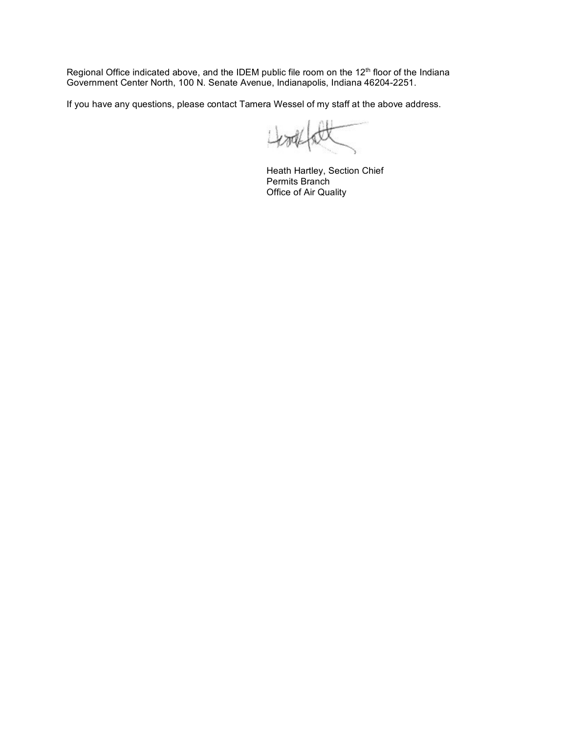Regional Office indicated above, and the IDEM public file room on the 12th floor of the Indiana Government Center North, 100 N. Senate Avenue, Indianapolis, Indiana 46204-2251.

If you have any questions, please contact Tamera Wessel of my staff at the above address.

Heath Hartley, Section Chief
Permits Branch
Office of Air Quality